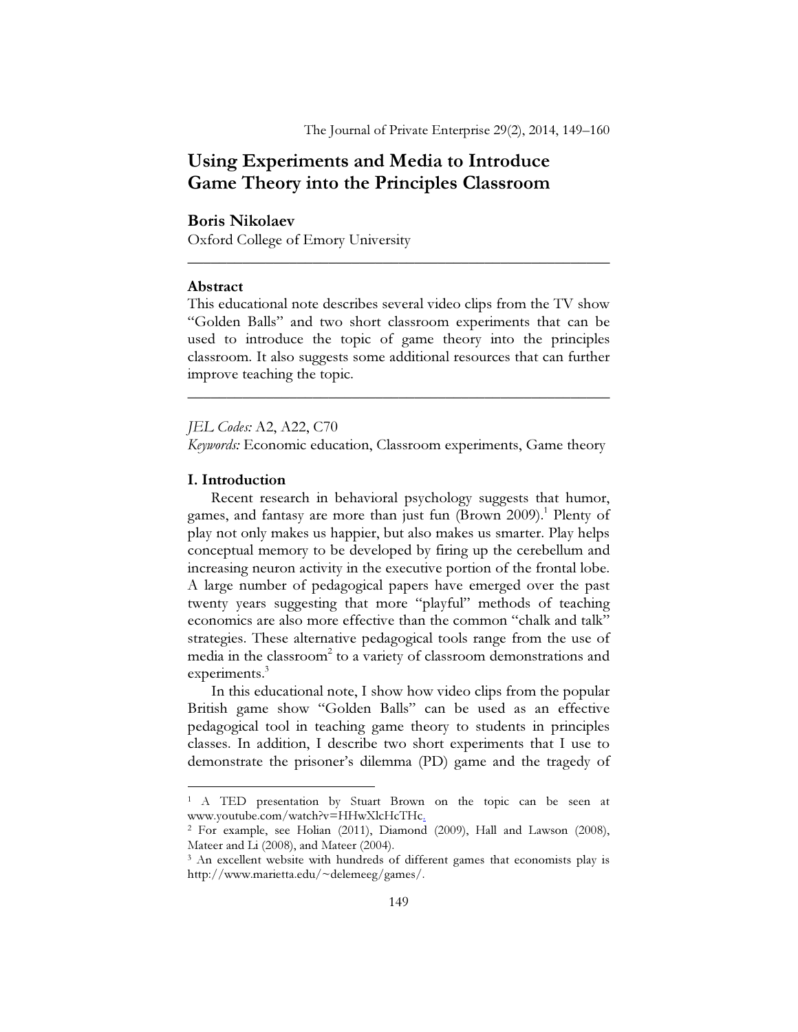# Using Experiments and Media to Introduce Game Theory into the Principles Classroom

**Boris Nikolaev**
Oxford College of Emory University

---

**Abstract**

This educational note describes several video clips from the TV show "Golden Balls" and two short classroom experiments that can be used to introduce the topic of game theory into the principles classroom. It also suggests some additional resources that can further improve teaching the topic.

---

*JEL Codes:* A2, A22, C70

*Keywords:* Economic education, Classroom experiments, Game theory

## I. Introduction

Recent research in behavioral psychology suggests that humor, games, and fantasy are more than just fun (Brown 2009).[1] Plenty of play not only makes us happier, but also makes us smarter. Play helps conceptual memory to be developed by firing up the cerebellum and increasing neuron activity in the executive portion of the frontal lobe. A large number of pedagogical papers have emerged over the past twenty years suggesting that more "playful" methods of teaching economics are also more effective than the common "chalk and talk" strategies. These alternative pedagogical tools range from the use of media in the classroom[2] to a variety of classroom demonstrations and experiments.[3]

In this educational note, I show how video clips from the popular British game show "Golden Balls" can be used as an effective pedagogical tool in teaching game theory to students in principles classes. In addition, I describe two short experiments that I use to demonstrate the prisoner's dilemma (PD) game and the tragedy of

---

[1] A TED presentation by Stuart Brown on the topic can be seen at www.youtube.com/watch?v=HHwXlcHcTHc.

[2] For example, see Holian (2011), Diamond (2009), Hall and Lawson (2008), Mateer and Li (2008), and Mateer (2004).

[3] An excellent website with hundreds of different games that economists play is http://www.marietta.edu/~delemeeg/games/.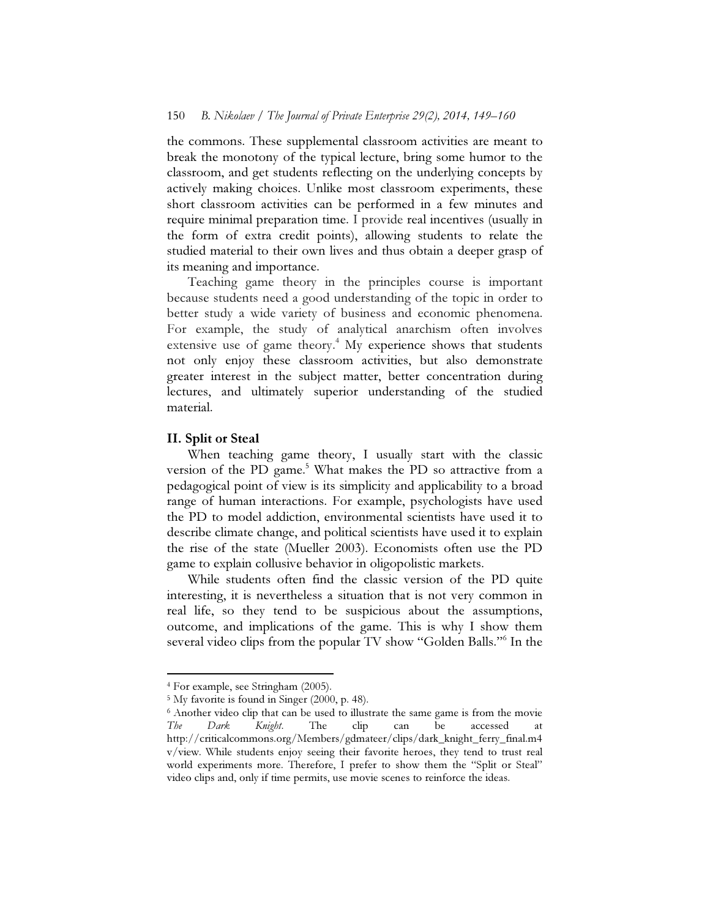the commons. These supplemental classroom activities are meant to break the monotony of the typical lecture, bring some humor to the classroom, and get students reflecting on the underlying concepts by actively making choices. Unlike most classroom experiments, these short classroom activities can be performed in a few minutes and require minimal preparation time. I provide real incentives (usually in the form of extra credit points), allowing students to relate the studied material to their own lives and thus obtain a deeper grasp of its meaning and importance.

Teaching game theory in the principles course is important because students need a good understanding of the topic in order to better study a wide variety of business and economic phenomena. For example, the study of analytical anarchism often involves extensive use of game theory.[4] My experience shows that students not only enjoy these classroom activities, but also demonstrate greater interest in the subject matter, better concentration during lectures, and ultimately superior understanding of the studied material.

## II. Split or Steal

When teaching game theory, I usually start with the classic version of the PD game.[5] What makes the PD so attractive from a pedagogical point of view is its simplicity and applicability to a broad range of human interactions. For example, psychologists have used the PD to model addiction, environmental scientists have used it to describe climate change, and political scientists have used it to explain the rise of the state (Mueller 2003). Economists often use the PD game to explain collusive behavior in oligopolistic markets.

While students often find the classic version of the PD quite interesting, it is nevertheless a situation that is not very common in real life, so they tend to be suspicious about the assumptions, outcome, and implications of the game. This is why I show them several video clips from the popular TV show "Golden Balls."[6] In the

---

[4] For example, see Stringham (2005).

[5] My favorite is found in Singer (2000, p. 48).

[6] Another video clip that can be used to illustrate the same game is from the movie *The Dark Knight*. The clip can be accessed at http://criticalcommons.org/Members/gdmateer/clips/dark_knight_ferry_final.m4v/view. While students enjoy seeing their favorite heroes, they tend to trust real world experiments more. Therefore, I prefer to show them the "Split or Steal" video clips and, only if time permits, use movie scenes to reinforce the ideas.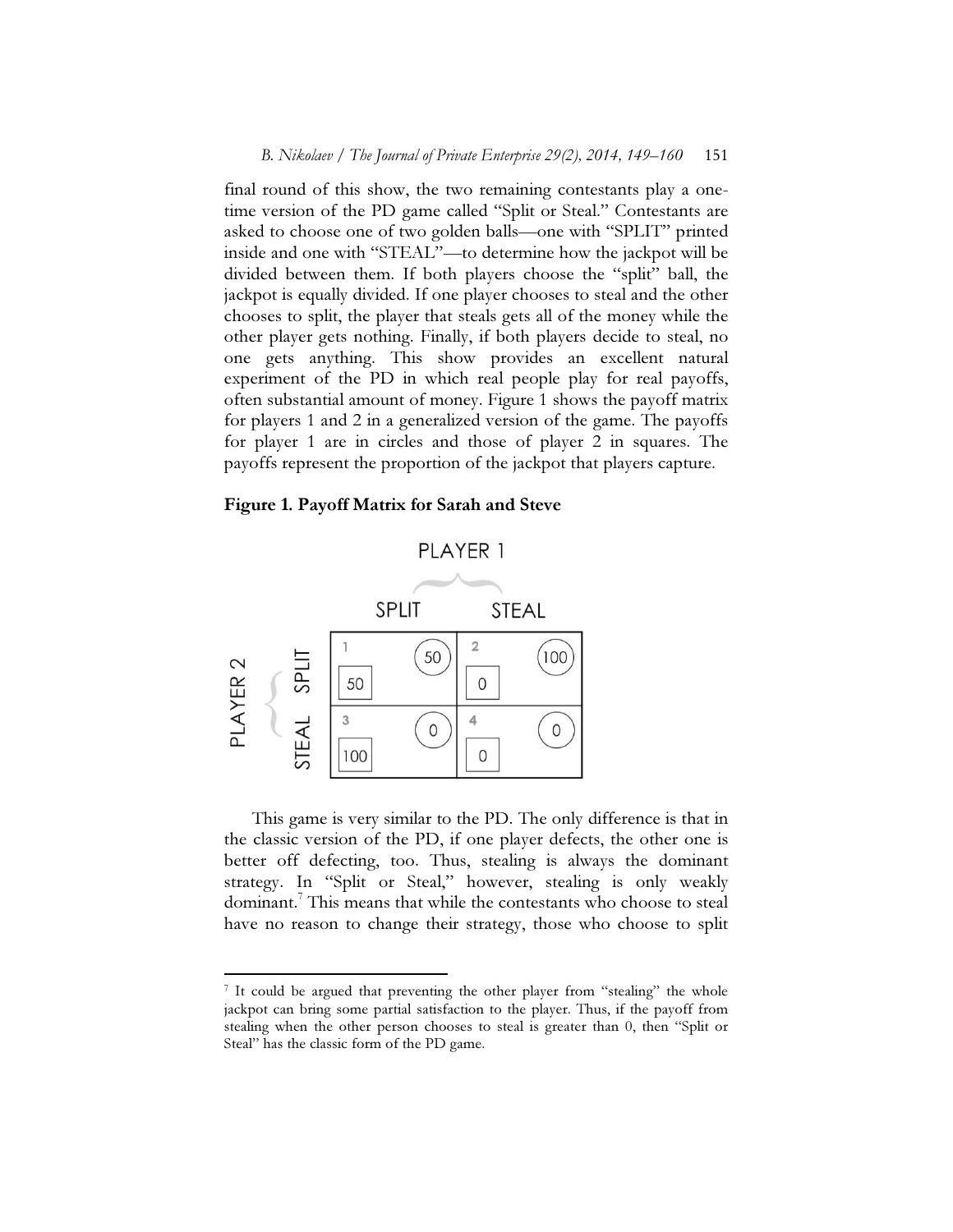final round of this show, the two remaining contestants play a one-time version of the PD game called "Split or Steal." Contestants are asked to choose one of two golden balls—one with "SPLIT" printed inside and one with "STEAL"—to determine how the jackpot will be divided between them. If both players choose the "split" ball, the jackpot is equally divided. If one player chooses to steal and the other chooses to split, the player that steals gets all of the money while the other player gets nothing. Finally, if both players decide to steal, no one gets anything. This show provides an excellent natural experiment of the PD in which real people play for real payoffs, often substantial amount of money. Figure 1 shows the payoff matrix for players 1 and 2 in a generalized version of the game. The payoffs for player 1 are in circles and those of player 2 in squares. The payoffs represent the proportion of the jackpot that players capture.

**Figure 1. Payoff Matrix for Sarah and Steve**

| | | PLAYER 1 | |
|---|---|---|---|
| | | SPLIT | STEAL |
| PLAYER 2 | SPLIT | 1: (50) [50] | 2: (100) [0] |
| | STEAL | 3: (0) [100] | 4: (0) [0] |

This game is very similar to the PD. The only difference is that in the classic version of the PD, if one player defects, the other one is better off defecting, too. Thus, stealing is always the dominant strategy. In "Split or Steal," however, stealing is only weakly dominant.[7] This means that while the contestants who choose to steal have no reason to change their strategy, those who choose to split

---

[7] It could be argued that preventing the other player from "stealing" the whole jackpot can bring some partial satisfaction to the player. Thus, if the payoff from stealing when the other person chooses to steal is greater than 0, then "Split or Steal" has the classic form of the PD game.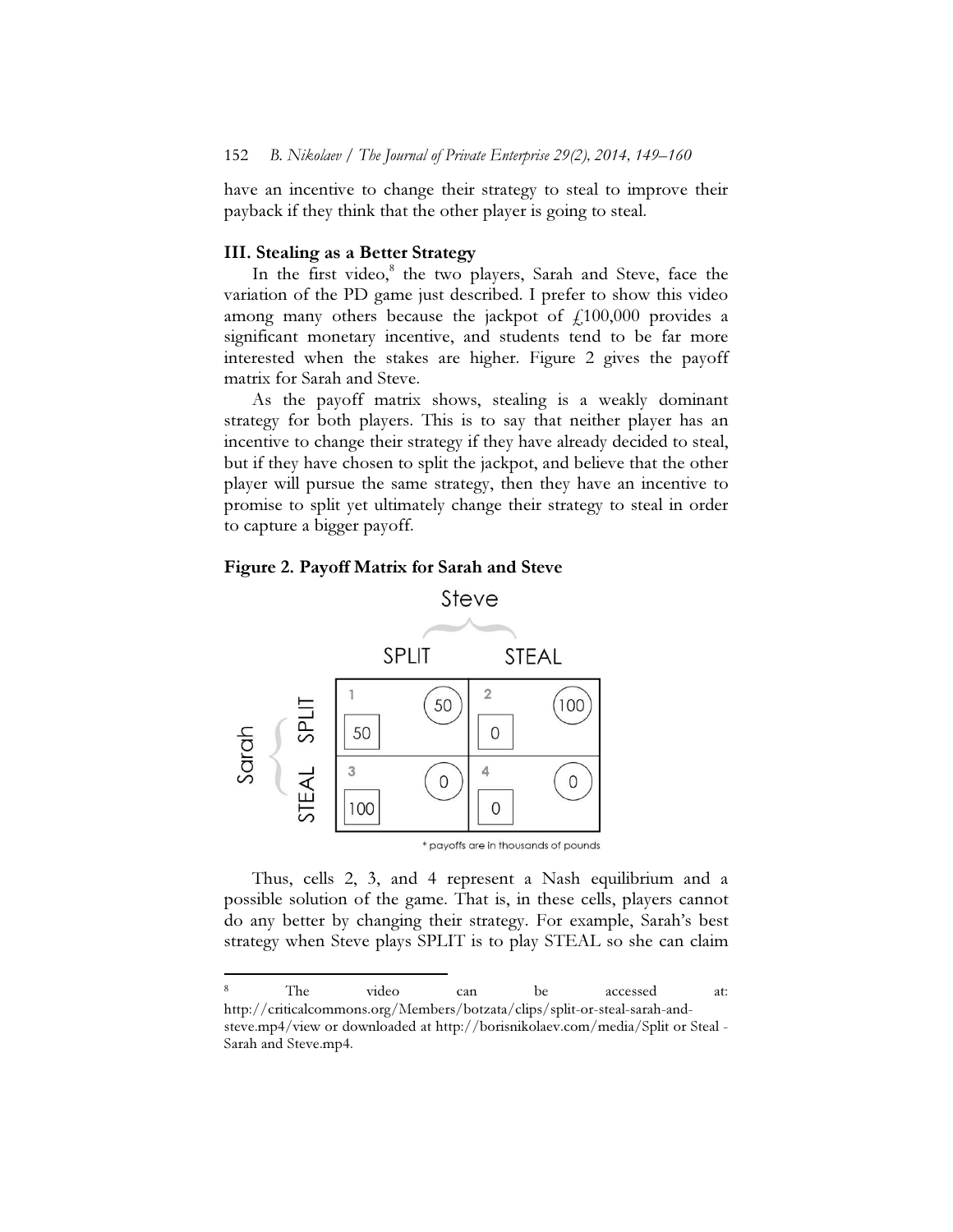have an incentive to change their strategy to steal to improve their payback if they think that the other player is going to steal.

### III. Stealing as a Better Strategy

In the first video,[8] the two players, Sarah and Steve, face the variation of the PD game just described. I prefer to show this video among many others because the jackpot of £100,000 provides a significant monetary incentive, and students tend to be far more interested when the stakes are higher. Figure 2 gives the payoff matrix for Sarah and Steve.

As the payoff matrix shows, stealing is a weakly dominant strategy for both players. This is to say that neither player has an incentive to change their strategy if they have already decided to steal, but if they have chosen to split the jackpot, and believe that the other player will pursue the same strategy, then they have an incentive to promise to split yet ultimately change their strategy to steal in order to capture a bigger payoff.

**Figure 2. Payoff Matrix for Sarah and Steve**

| | | Steve | |
|---|---|---|---|
| | | SPLIT | STEAL |
| Sarah | SPLIT | 1: Sarah 50, Steve 50 | 2: Sarah 0, Steve 100 |
| | STEAL | 3: Sarah 100, Steve 0 | 4: Sarah 0, Steve 0 |

\* payoffs are in thousands of pounds

Thus, cells 2, 3, and 4 represent a Nash equilibrium and a possible solution of the game. That is, in these cells, players cannot do any better by changing their strategy. For example, Sarah's best strategy when Steve plays SPLIT is to play STEAL so she can claim

---

[8] The video can be accessed at: http://criticalcommons.org/Members/botzata/clips/split-or-steal-sarah-and-steve.mp4/view or downloaded at http://borisnikolaev.com/media/Split or Steal - Sarah and Steve.mp4.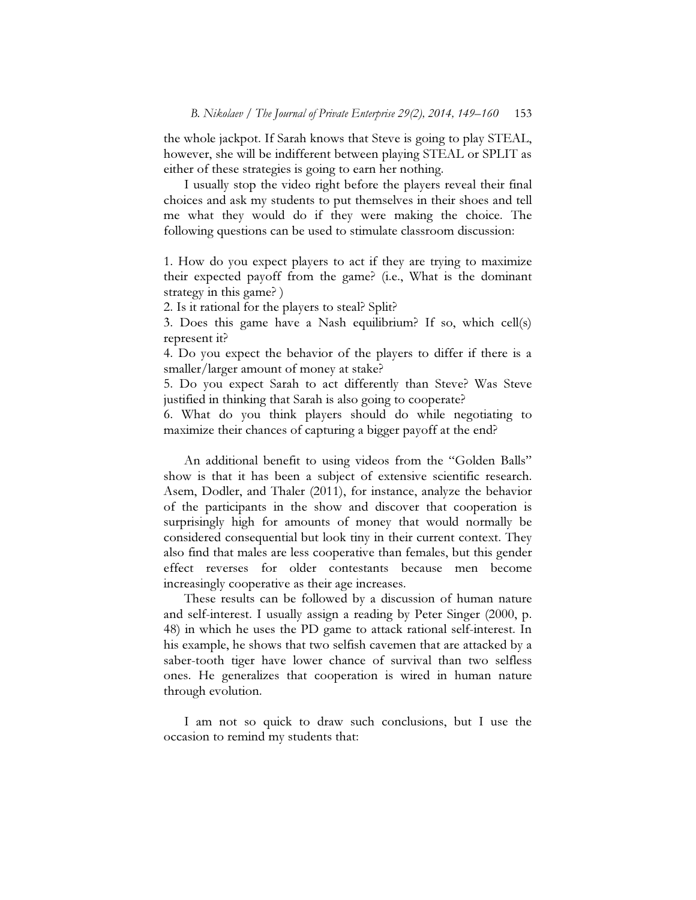the whole jackpot. If Sarah knows that Steve is going to play STEAL, however, she will be indifferent between playing STEAL or SPLIT as either of these strategies is going to earn her nothing.

I usually stop the video right before the players reveal their final choices and ask my students to put themselves in their shoes and tell me what they would do if they were making the choice. The following questions can be used to stimulate classroom discussion:

1. How do you expect players to act if they are trying to maximize their expected payoff from the game? (i.e., What is the dominant strategy in this game? )
2. Is it rational for the players to steal? Split?
3. Does this game have a Nash equilibrium? If so, which cell(s) represent it?
4. Do you expect the behavior of the players to differ if there is a smaller/larger amount of money at stake?
5. Do you expect Sarah to act differently than Steve? Was Steve justified in thinking that Sarah is also going to cooperate?
6. What do you think players should do while negotiating to maximize their chances of capturing a bigger payoff at the end?

An additional benefit to using videos from the "Golden Balls" show is that it has been a subject of extensive scientific research. Asem, Dodler, and Thaler (2011), for instance, analyze the behavior of the participants in the show and discover that cooperation is surprisingly high for amounts of money that would normally be considered consequential but look tiny in their current context. They also find that males are less cooperative than females, but this gender effect reverses for older contestants because men become increasingly cooperative as their age increases.

These results can be followed by a discussion of human nature and self-interest. I usually assign a reading by Peter Singer (2000, p. 48) in which he uses the PD game to attack rational self-interest. In his example, he shows that two selfish cavemen that are attacked by a saber-tooth tiger have lower chance of survival than two selfless ones. He generalizes that cooperation is wired in human nature through evolution.

I am not so quick to draw such conclusions, but I use the occasion to remind my students that: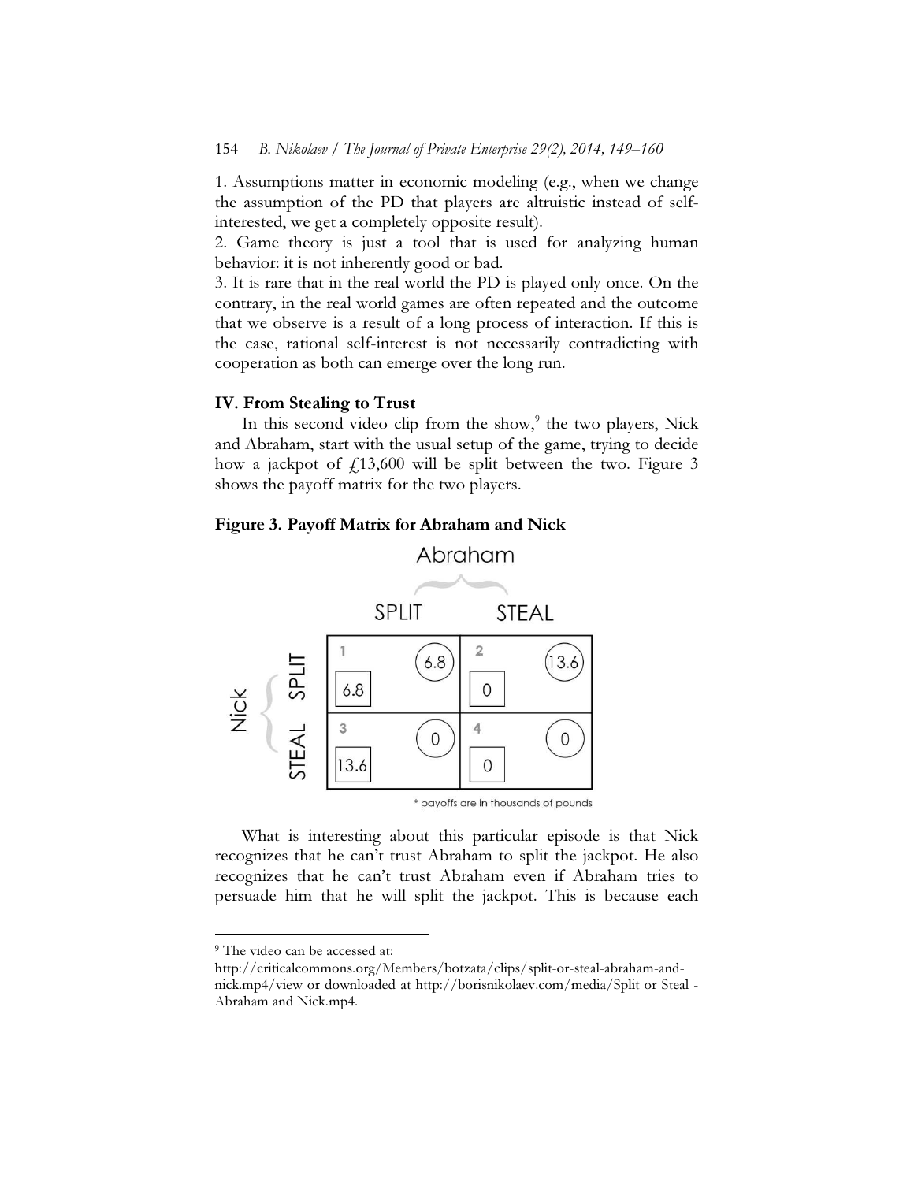1. Assumptions matter in economic modeling (e.g., when we change the assumption of the PD that players are altruistic instead of self-interested, we get a completely opposite result).
2. Game theory is just a tool that is used for analyzing human behavior: it is not inherently good or bad.
3. It is rare that in the real world the PD is played only once. On the contrary, in the real world games are often repeated and the outcome that we observe is a result of a long process of interaction. If this is the case, rational self-interest is not necessarily contradicting with cooperation as both can emerge over the long run.

## IV. From Stealing to Trust

In this second video clip from the show,[9] the two players, Nick and Abraham, start with the usual setup of the game, trying to decide how a jackpot of £13,600 will be split between the two. Figure 3 shows the payoff matrix for the two players.

**Figure 3. Payoff Matrix for Abraham and Nick**

| | | Abraham: SPLIT | Abraham: STEAL |
|---|---|---|---|
| Nick | SPLIT | 1: Nick 6.8, Abraham 6.8 | 2: Nick 0, Abraham 13.6 |
| | STEAL | 3: Nick 13.6, Abraham 0 | 4: Nick 0, Abraham 0 |

\* payoffs are in thousands of pounds

What is interesting about this particular episode is that Nick recognizes that he can't trust Abraham to split the jackpot. He also recognizes that he can't trust Abraham even if Abraham tries to persuade him that he will split the jackpot. This is because each

---

[9] The video can be accessed at: http://criticalcommons.org/Members/botzata/clips/split-or-steal-abraham-and-nick.mp4/view or downloaded at http://borisnikolaev.com/media/Split or Steal - Abraham and Nick.mp4.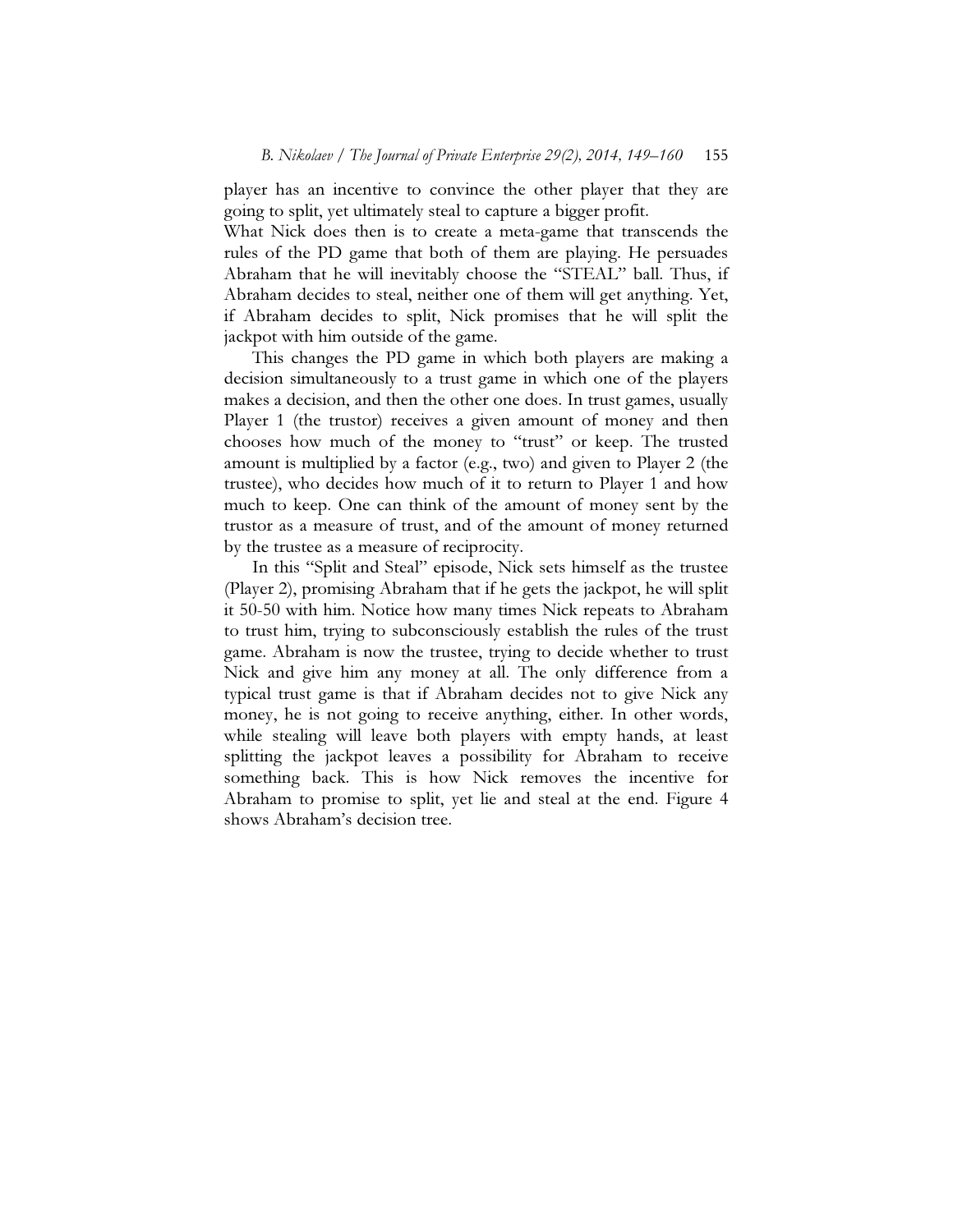player has an incentive to convince the other player that they are going to split, yet ultimately steal to capture a bigger profit.

What Nick does then is to create a meta-game that transcends the rules of the PD game that both of them are playing. He persuades Abraham that he will inevitably choose the "STEAL" ball. Thus, if Abraham decides to steal, neither one of them will get anything. Yet, if Abraham decides to split, Nick promises that he will split the jackpot with him outside of the game.

This changes the PD game in which both players are making a decision simultaneously to a trust game in which one of the players makes a decision, and then the other one does. In trust games, usually Player 1 (the trustor) receives a given amount of money and then chooses how much of the money to "trust" or keep. The trusted amount is multiplied by a factor (e.g., two) and given to Player 2 (the trustee), who decides how much of it to return to Player 1 and how much to keep. One can think of the amount of money sent by the trustor as a measure of trust, and of the amount of money returned by the trustee as a measure of reciprocity.

In this "Split and Steal" episode, Nick sets himself as the trustee (Player 2), promising Abraham that if he gets the jackpot, he will split it 50-50 with him. Notice how many times Nick repeats to Abraham to trust him, trying to subconsciously establish the rules of the trust game. Abraham is now the trustee, trying to decide whether to trust Nick and give him any money at all. The only difference from a typical trust game is that if Abraham decides not to give Nick any money, he is not going to receive anything, either. In other words, while stealing will leave both players with empty hands, at least splitting the jackpot leaves a possibility for Abraham to receive something back. This is how Nick removes the incentive for Abraham to promise to split, yet lie and steal at the end. Figure 4 shows Abraham's decision tree.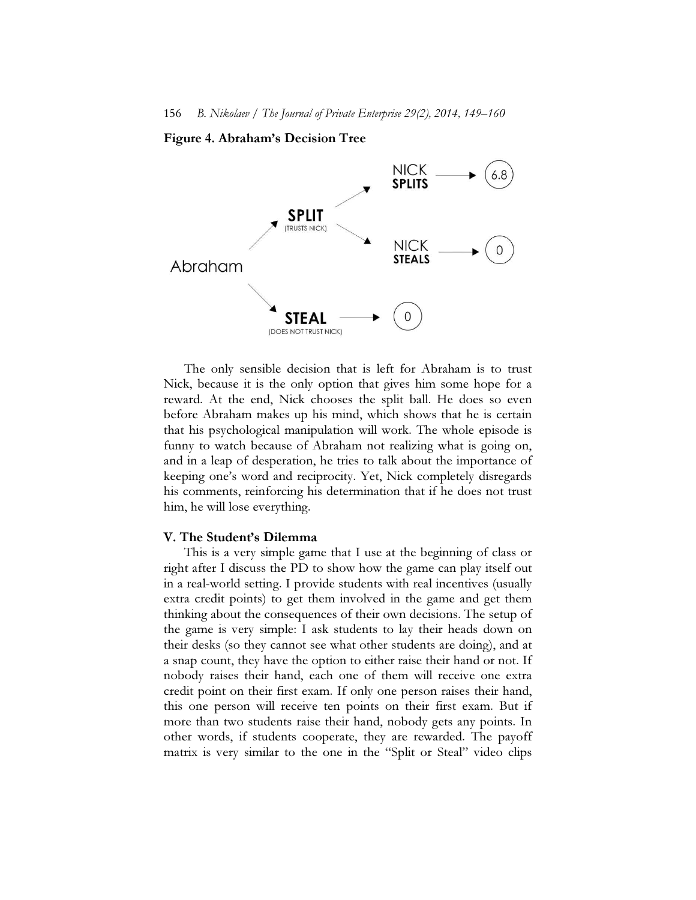**Figure 4. Abraham's Decision Tree**

The only sensible decision that is left for Abraham is to trust Nick, because it is the only option that gives him some hope for a reward. At the end, Nick chooses the split ball. He does so even before Abraham makes up his mind, which shows that he is certain that his psychological manipulation will work. The whole episode is funny to watch because of Abraham not realizing what is going on, and in a leap of desperation, he tries to talk about the importance of keeping one's word and reciprocity. Yet, Nick completely disregards his comments, reinforcing his determination that if he does not trust him, he will lose everything.

## V. The Student's Dilemma

This is a very simple game that I use at the beginning of class or right after I discuss the PD to show how the game can play itself out in a real-world setting. I provide students with real incentives (usually extra credit points) to get them involved in the game and get them thinking about the consequences of their own decisions. The setup of the game is very simple: I ask students to lay their heads down on their desks (so they cannot see what other students are doing), and at a snap count, they have the option to either raise their hand or not. If nobody raises their hand, each one of them will receive one extra credit point on their first exam. If only one person raises their hand, this one person will receive ten points on their first exam. But if more than two students raise their hand, nobody gets any points. In other words, if students cooperate, they are rewarded. The payoff matrix is very similar to the one in the "Split or Steal" video clips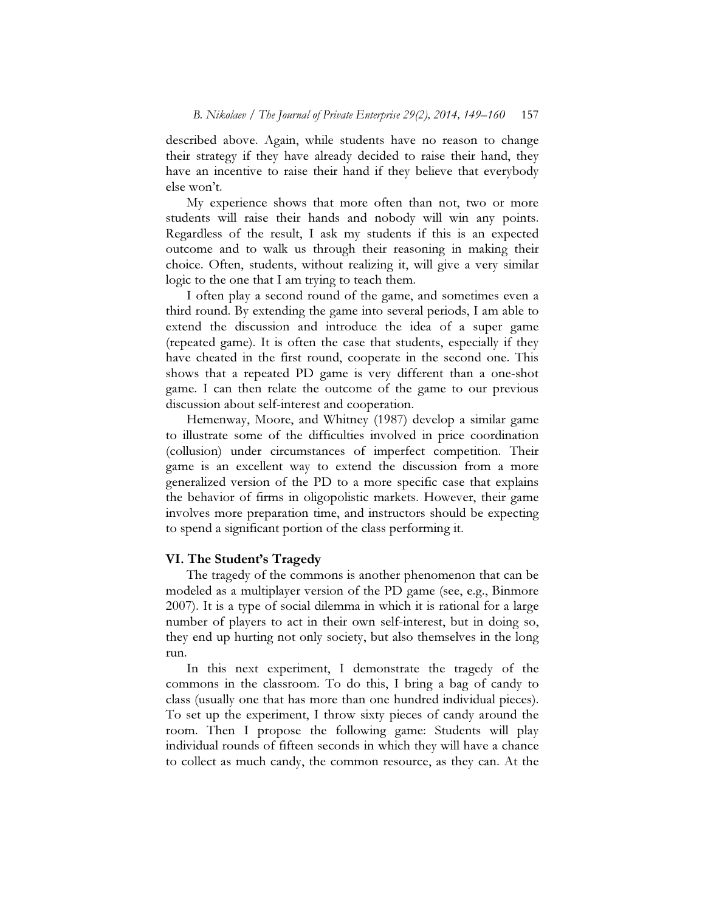described above. Again, while students have no reason to change their strategy if they have already decided to raise their hand, they have an incentive to raise their hand if they believe that everybody else won't.

My experience shows that more often than not, two or more students will raise their hands and nobody will win any points. Regardless of the result, I ask my students if this is an expected outcome and to walk us through their reasoning in making their choice. Often, students, without realizing it, will give a very similar logic to the one that I am trying to teach them.

I often play a second round of the game, and sometimes even a third round. By extending the game into several periods, I am able to extend the discussion and introduce the idea of a super game (repeated game). It is often the case that students, especially if they have cheated in the first round, cooperate in the second one. This shows that a repeated PD game is very different than a one-shot game. I can then relate the outcome of the game to our previous discussion about self-interest and cooperation.

Hemenway, Moore, and Whitney (1987) develop a similar game to illustrate some of the difficulties involved in price coordination (collusion) under circumstances of imperfect competition. Their game is an excellent way to extend the discussion from a more generalized version of the PD to a more specific case that explains the behavior of firms in oligopolistic markets. However, their game involves more preparation time, and instructors should be expecting to spend a significant portion of the class performing it.

## VI. The Student's Tragedy

The tragedy of the commons is another phenomenon that can be modeled as a multiplayer version of the PD game (see, e.g., Binmore 2007). It is a type of social dilemma in which it is rational for a large number of players to act in their own self-interest, but in doing so, they end up hurting not only society, but also themselves in the long run.

In this next experiment, I demonstrate the tragedy of the commons in the classroom. To do this, I bring a bag of candy to class (usually one that has more than one hundred individual pieces). To set up the experiment, I throw sixty pieces of candy around the room. Then I propose the following game: Students will play individual rounds of fifteen seconds in which they will have a chance to collect as much candy, the common resource, as they can. At the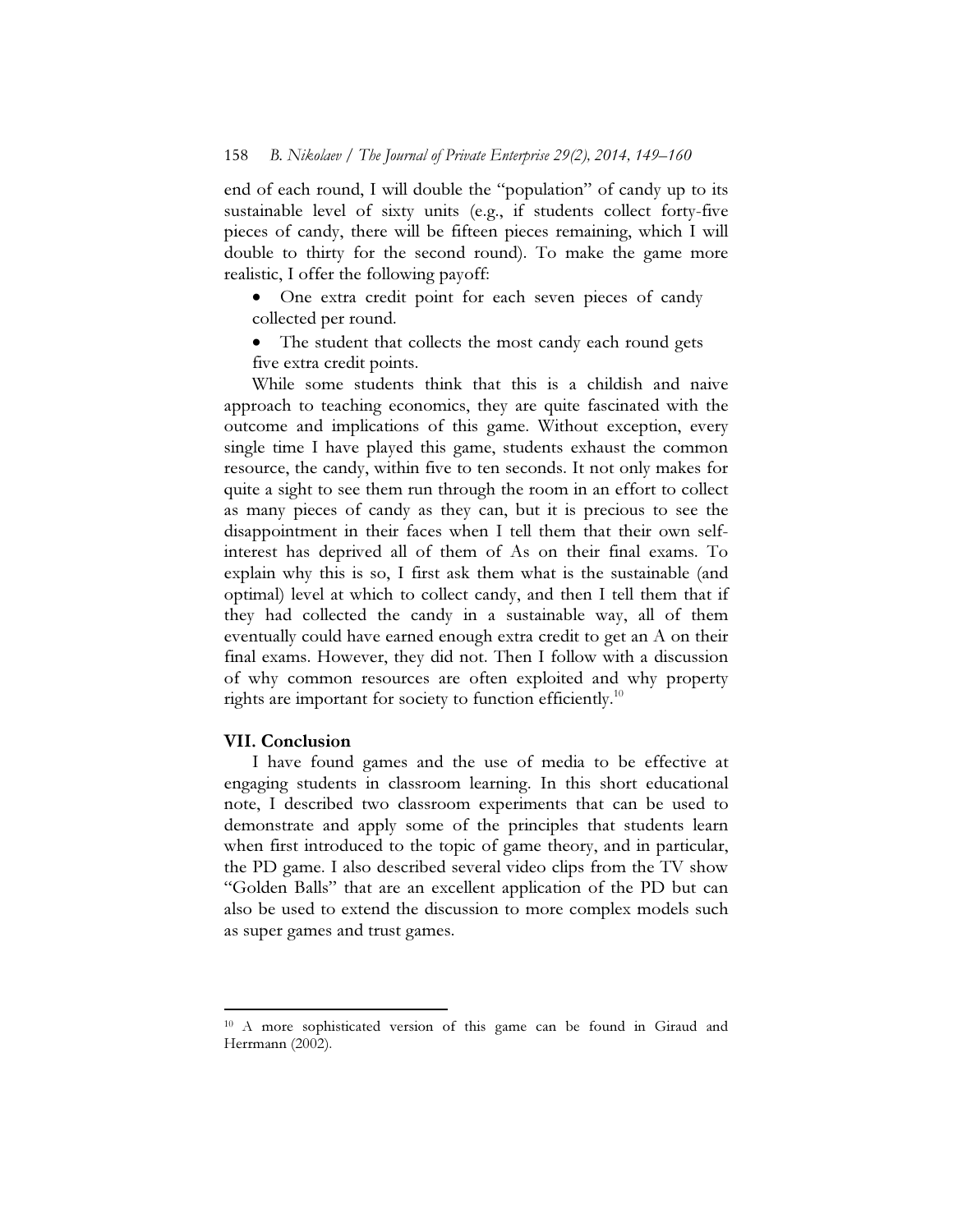end of each round, I will double the "population" of candy up to its sustainable level of sixty units (e.g., if students collect forty-five pieces of candy, there will be fifteen pieces remaining, which I will double to thirty for the second round). To make the game more realistic, I offer the following payoff:

- One extra credit point for each seven pieces of candy collected per round.
- The student that collects the most candy each round gets five extra credit points.

While some students think that this is a childish and naive approach to teaching economics, they are quite fascinated with the outcome and implications of this game. Without exception, every single time I have played this game, students exhaust the common resource, the candy, within five to ten seconds. It not only makes for quite a sight to see them run through the room in an effort to collect as many pieces of candy as they can, but it is precious to see the disappointment in their faces when I tell them that their own self-interest has deprived all of them of As on their final exams. To explain why this is so, I first ask them what is the sustainable (and optimal) level at which to collect candy, and then I tell them that if they had collected the candy in a sustainable way, all of them eventually could have earned enough extra credit to get an A on their final exams. However, they did not. Then I follow with a discussion of why common resources are often exploited and why property rights are important for society to function efficiently.[10]

## VII. Conclusion

I have found games and the use of media to be effective at engaging students in classroom learning. In this short educational note, I described two classroom experiments that can be used to demonstrate and apply some of the principles that students learn when first introduced to the topic of game theory, and in particular, the PD game. I also described several video clips from the TV show "Golden Balls" that are an excellent application of the PD but can also be used to extend the discussion to more complex models such as super games and trust games.

---

[10] A more sophisticated version of this game can be found in Giraud and Herrmann (2002).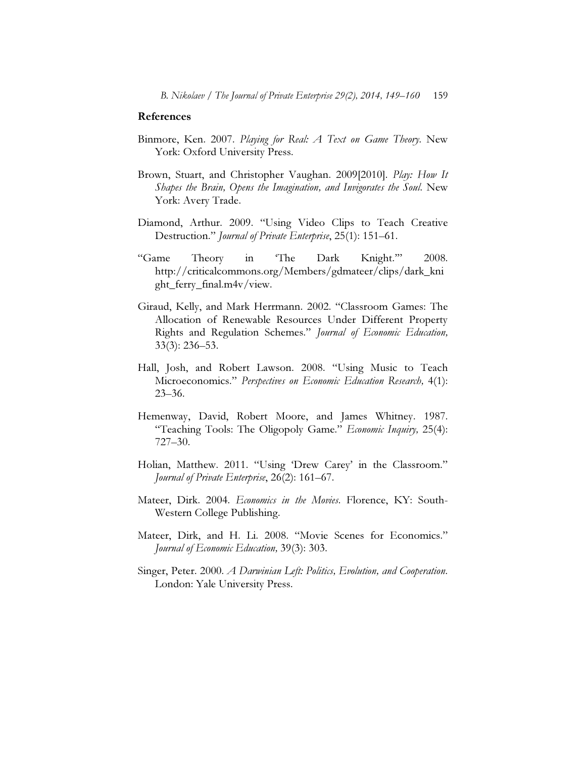## References

Binmore, Ken. 2007. *Playing for Real: A Text on Game Theory*. New York: Oxford University Press.

Brown, Stuart, and Christopher Vaughan. 2009[2010]. *Play: How It Shapes the Brain, Opens the Imagination, and Invigorates the Soul*. New York: Avery Trade.

Diamond, Arthur. 2009. "Using Video Clips to Teach Creative Destruction." *Journal of Private Enterprise*, 25(1): 151–61.

"Game Theory in 'The Dark Knight.'" 2008. http://criticalcommons.org/Members/gdmateer/clips/dark_knight_ferry_final.m4v/view.

Giraud, Kelly, and Mark Herrmann. 2002. "Classroom Games: The Allocation of Renewable Resources Under Different Property Rights and Regulation Schemes." *Journal of Economic Education,* 33(3): 236–53.

Hall, Josh, and Robert Lawson. 2008. "Using Music to Teach Microeconomics." *Perspectives on Economic Education Research,* 4(1): 23–36.

Hemenway, David, Robert Moore, and James Whitney. 1987. "Teaching Tools: The Oligopoly Game." *Economic Inquiry,* 25(4): 727–30.

Holian, Matthew. 2011. "Using 'Drew Carey' in the Classroom." *Journal of Private Enterprise*, 26(2): 161–67.

Mateer, Dirk. 2004. *Economics in the Movies*. Florence, KY: South-Western College Publishing.

Mateer, Dirk, and H. Li. 2008. "Movie Scenes for Economics." *Journal of Economic Education,* 39(3): 303.

Singer, Peter. 2000. *A Darwinian Left: Politics, Evolution, and Cooperation*. London: Yale University Press.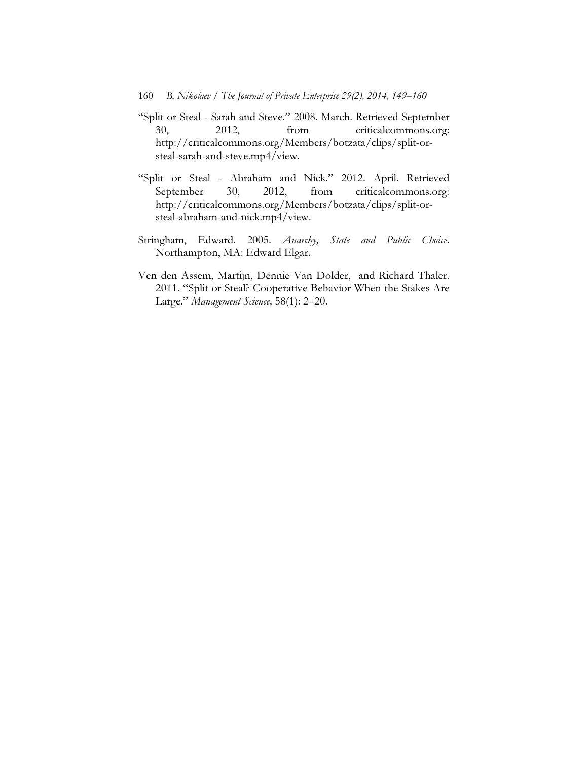"Split or Steal - Sarah and Steve." 2008. March. Retrieved September 30, 2012, from criticalcommons.org: http://criticalcommons.org/Members/botzata/clips/split-or-steal-sarah-and-steve.mp4/view.

"Split or Steal - Abraham and Nick." 2012. April. Retrieved September 30, 2012, from criticalcommons.org: http://criticalcommons.org/Members/botzata/clips/split-or-steal-abraham-and-nick.mp4/view.

Stringham, Edward. 2005. *Anarchy, State and Public Choice*. Northampton, MA: Edward Elgar.

Ven den Assem, Martijn, Dennie Van Dolder, and Richard Thaler. 2011. "Split or Steal? Cooperative Behavior When the Stakes Are Large." *Management Science*, 58(1): 2–20.